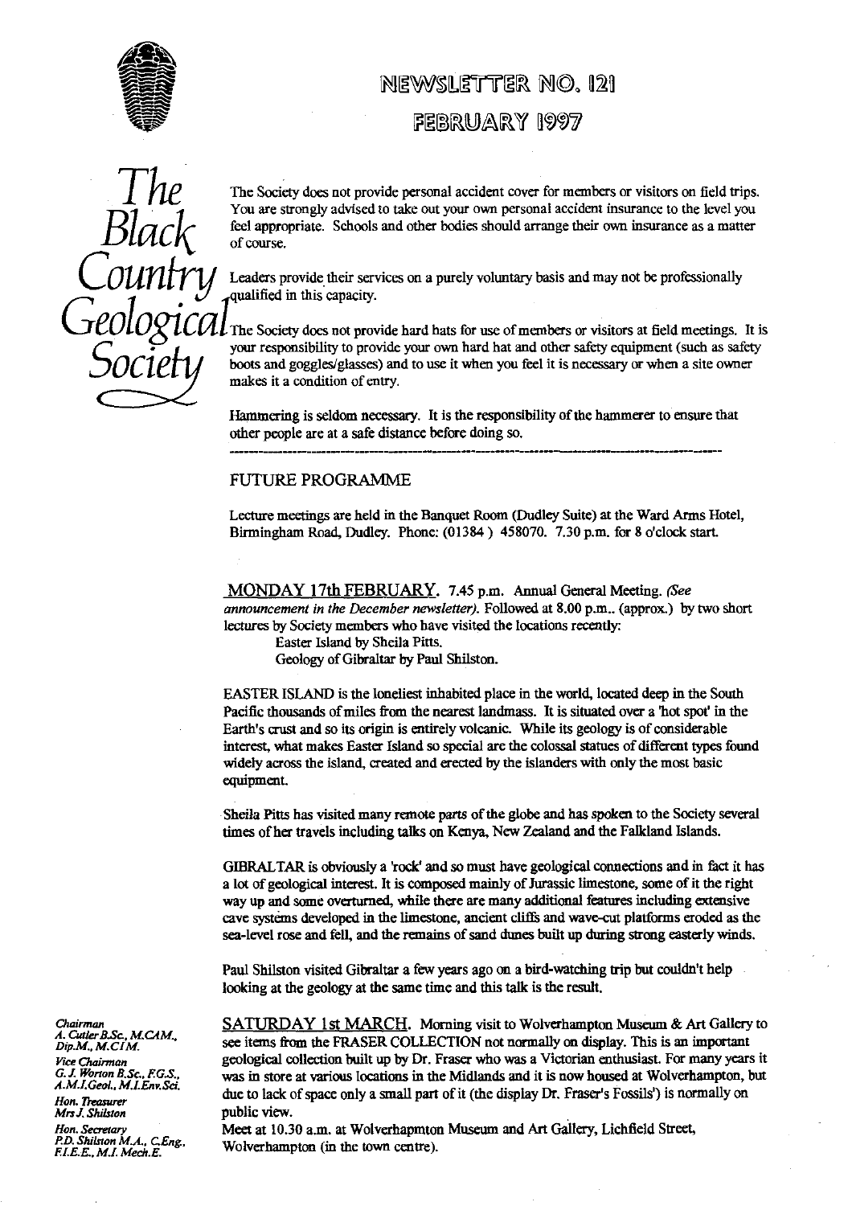# NEWSLETTER NO. 121

## FEBRUARY 1997

**The Black Country Geological Society**

The Society does not provide personal accident cover for members or visitors on field trips. You are strongly advised to take out your own personal accident insurance to the level you feel appropriate. Schools and other bodies should arrange their own insurance as a matter of course.

Leaders provide their services on a purely voluntary basis and may not be professionally qualified in this capacity.

The Society does not provide hard hats for use of members or visitors at field meetings. It is your responsibility to provide your own hard hat and other safety equipment (such as safety boots and goggles/glasses) and to use it when you feel it is necessary or when a site owner makes it a condition of entry.

Hammering is seldom necessary. It is the responsibility of the hammerer to ensure that other people are at a safe distance before doing so.

---

## FUTURE PROGRAMME

Lecture meetings are held in the Banquet Room (Dudley Suite) at the Ward Arms Hotel, Birmingham Road, Dudley. Phone: (01384 ) 458070. 7.30 p.m. for 8 o'clock start.

**MONDAY 17th FEBRUARY.** 7.45 p.m. Annual General Meeting. *(See announcement in the December newsletter).* Followed at 8.00 p.m.. (approx.) by two short lectures by Society members who have visited the locations recently:

Easter Island by Sheila Pitts.
Geology of Gibraltar by Paul Shilston.

EASTER ISLAND is the loneliest inhabited place in the world, located deep in the South Pacific thousands of miles from the nearest landmass. It is situated over a 'hot spot' in the Earth's crust and so its origin is entirely volcanic. While its geology is of considerable interest, what makes Easter Island so special are the colossal statues of different types found widely across the island, created and erected by the islanders with only the most basic equipment.

Sheila Pitts has visited many remote parts of the globe and has spoken to the Society several times of her travels including talks on Kenya, New Zealand and the Falkland Islands.

GIBRALTAR is obviously a 'rock' and so must have geological connections and in fact it has a lot of geological interest. It is composed mainly of Jurassic limestone, some of it the right way up and some overturned, while there are many additional features including extensive cave systems developed in the limestone, ancient cliffs and wave-cut platforms eroded as the sea-level rose and fell, and the remains of sand dunes built up during strong easterly winds.

Paul Shilston visited Gibraltar a few years ago on a bird-watching trip but couldn't help looking at the geology at the same time and this talk is the result.

**SATURDAY 1st MARCH.** Morning visit to Wolverhampton Museum & Art Gallery to see items from the FRASER COLLECTION not normally on display. This is an important geological collection built up by Dr. Fraser who was a Victorian enthusiast. For many years it was in store at various locations in the Midlands and it is now housed at Wolverhampton, but due to lack of space only a small part of it (the display Dr. Fraser's Fossils') is normally on public view.

Meet at 10.30 a.m. at Wolverhapmton Museum and Art Gallery, Lichfield Street, Wolverhampton (in the town centre).

*Chairman*
A. Cutler B.Sc., M.CAM., Dip.M., M.CIM.

*Vice Chairman*
G. J. Worton B.Sc., F.G.S., A.M.I.Geol., M.I.Env.Sci.

*Hon. Treasurer*
Mrs J. Shilston

*Hon. Secretary*
P.D. Shilston M.A., C.Eng., F.I.E.E., M.I. Mech.E.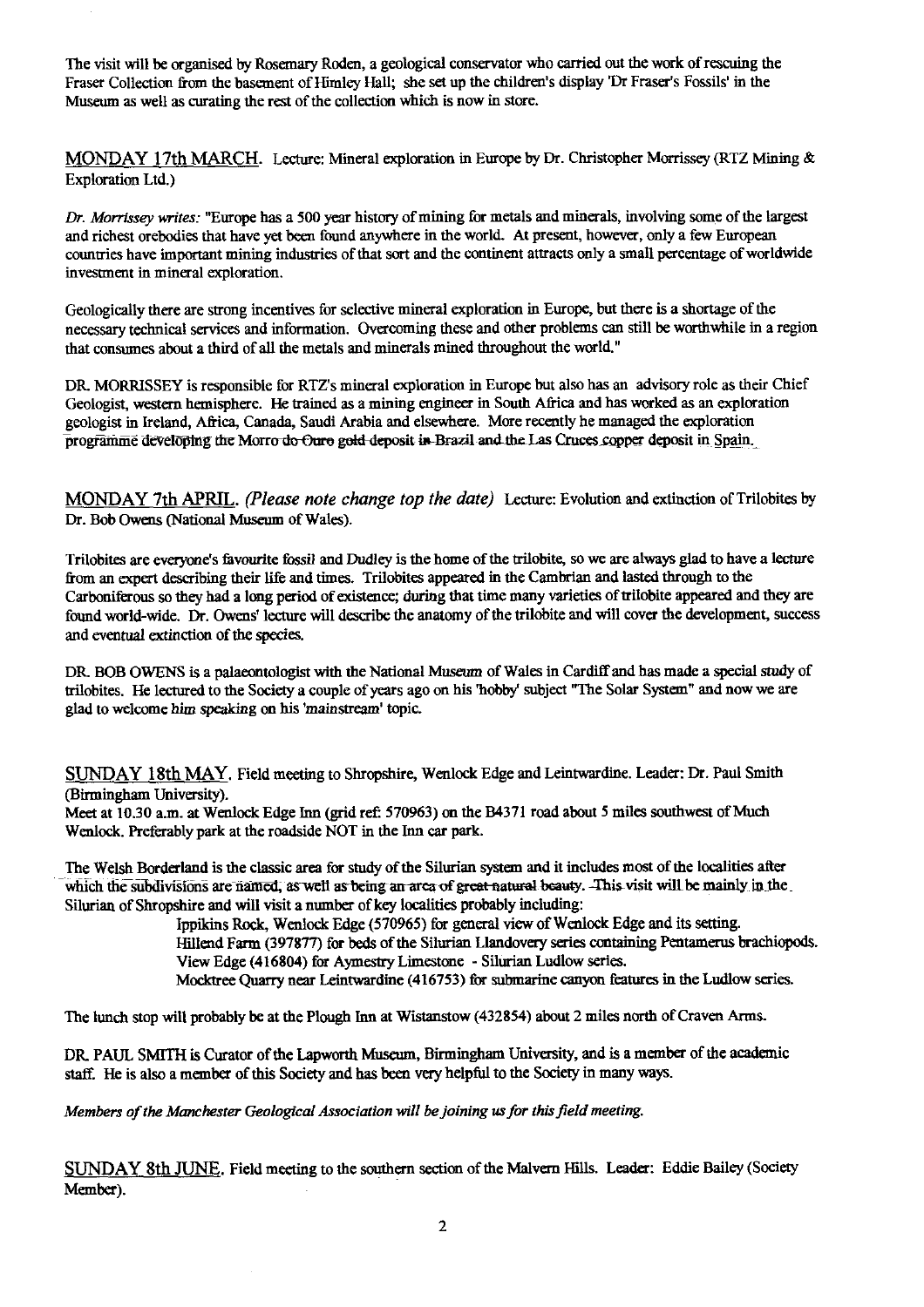The visit will be organised by Rosemary Roden, a geological conservator who carried out the work of rescuing the Fraser Collection from the basement of Himley Hall; she set up the children's display 'Dr Fraser's Fossils' in the Museum as well as curating the rest of the collection which is now in store.

MONDAY 17th MARCH. Lecture: Mineral exploration in Europe by Dr. Christopher Morrissey (RTZ Mining & Exploration Ltd.)

*Dr. Morrissey writes:* "Europe has a 500 year history of mining for metals and minerals, involving some of the largest and richest orebodies that have yet been found anywhere in the world. At present, however, only a few European countries have important mining industries of that sort and the continent attracts only a small percentage of worldwide investment in mineral exploration.

Geologically there are strong incentives for selective mineral exploration in Europe, but there is a shortage of the necessary technical services and information. Overcoming these and other problems can still be worthwhile in a region that consumes about a third of all the metals and minerals mined throughout the world."

DR. MORRISSEY is responsible for RTZ's mineral exploration in Europe but also has an advisory role as their Chief Geologist, western hemisphere. He trained as a mining engineer in South Africa and has worked as an exploration geologist in Ireland, Africa, Canada, Saudi Arabia and elsewhere. More recently he managed the exploration programme developing the Morro do Ouro gold deposit in Brazil and the Las Cruces copper deposit in Spain.

MONDAY 7th APRIL. *(Please note change top the date)* Lecture: Evolution and extinction of Trilobites by Dr. Bob Owens (National Museum of Wales).

Trilobites are everyone's favourite fossil and Dudley is the home of the trilobite, so we are always glad to have a lecture from an expert describing their life and times. Trilobites appeared in the Cambrian and lasted through to the Carboniferous so they had a long period of existence; during that time many varieties of trilobite appeared and they are found world-wide. Dr. Owens' lecture will describe the anatomy of the trilobite and will cover the development, success and eventual extinction of the species.

DR. BOB OWENS is a palaeontologist with the National Museum of Wales in Cardiff and has made a special study of trilobites. He lectured to the Society a couple of years ago on his 'hobby' subject "The Solar System" and now we are glad to welcome him speaking on his 'mainstream' topic.

SUNDAY 18th MAY. Field meeting to Shropshire, Wenlock Edge and Leintwardine. Leader: Dr. Paul Smith (Birmingham University).

Meet at 10.30 a.m. at Wenlock Edge Inn (grid ref: 570963) on the B4371 road about 5 miles southwest of Much Wenlock. Preferably park at the roadside NOT in the Inn car park.

The Welsh Borderland is the classic area for study of the Silurian system and it includes most of the localities after which the subdivisions are named, as well as being an area of great natural beauty. This visit will be mainly in the Silurian of Shropshire and will visit a number of key localities probably including:

Ippikins Rock, Wenlock Edge (570965) for general view of Wenlock Edge and its setting.
Hillend Farm (397877) for beds of the Silurian Llandovery series containing Pentamerus brachiopods.
View Edge (416804) for Aymestry Limestone - Silurian Ludlow series.
Mocktree Quarry near Leintwardine (416753) for submarine canyon features in the Ludlow series.

The lunch stop will probably be at the Plough Inn at Wistanstow (432854) about 2 miles north of Craven Arms.

DR. PAUL SMITH is Curator of the Lapworth Museum, Birmingham University, and is a member of the academic staff. He is also a member of this Society and has been very helpful to the Society in many ways.

*Members of the Manchester Geological Association will be joining us for this field meeting.*

SUNDAY 8th JUNE. Field meeting to the southern section of the Malvern Hills. Leader: Eddie Bailey (Society Member).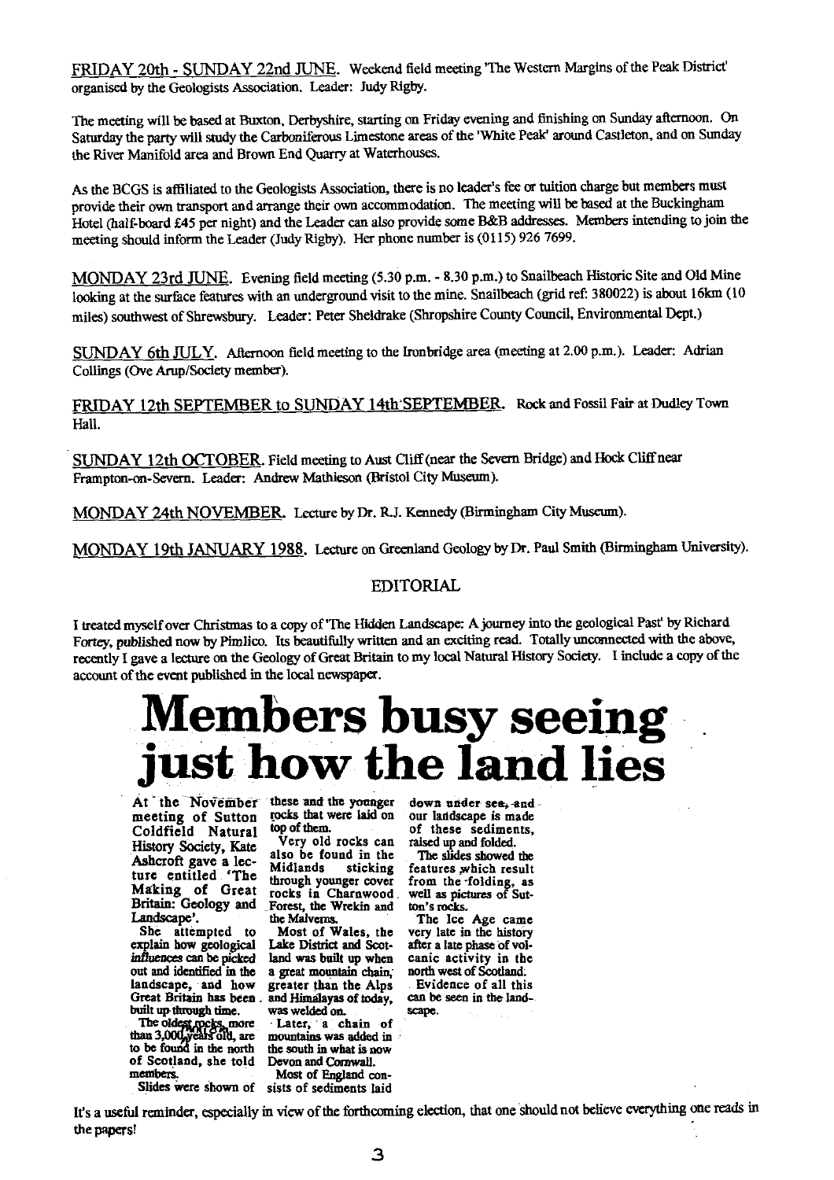FRIDAY 20th - SUNDAY 22nd JUNE. Weekend field meeting 'The Western Margins of the Peak District' organised by the Geologists Association. Leader: Judy Rigby.

The meeting will be based at Buxton, Derbyshire, starting on Friday evening and finishing on Sunday afternoon. On Saturday the party will study the Carboniferous Limestone areas of the 'White Peak' around Castleton, and on Sunday the River Manifold area and Brown End Quarry at Waterhouses.

As the BCGS is affiliated to the Geologists Association, there is no leader's fee or tuition charge but members must provide their own transport and arrange their own accommodation. The meeting will be based at the Buckingham Hotel (half-board £45 per night) and the Leader can also provide some B&B addresses. Members intending to join the meeting should inform the Leader (Judy Rigby). Her phone number is (0115) 926 7699.

MONDAY 23rd JUNE. Evening field meeting (5.30 p.m. - 8.30 p.m.) to Snailbeach Historic Site and Old Mine looking at the surface features with an underground visit to the mine. Snailbeach (grid ref: 380022) is about 16km (10 miles) southwest of Shrewsbury. Leader: Peter Sheldrake (Shropshire County Council, Environmental Dept.)

SUNDAY 6th JULY. Afternoon field meeting to the Ironbridge area (meeting at 2.00 p.m.). Leader: Adrian Collings (Ove Arup/Society member).

FRIDAY 12th SEPTEMBER to SUNDAY 14th SEPTEMBER. Rock and Fossil Fair at Dudley Town Hall.

SUNDAY 12th OCTOBER. Field meeting to Aust Cliff (near the Severn Bridge) and Hock Cliff near Frampton-on-Severn. Leader: Andrew Mathieson (Bristol City Museum).

MONDAY 24th NOVEMBER. Lecture by Dr. R.J. Kennedy (Birmingham City Museum).

MONDAY 19th JANUARY 1988. Lecture on Greenland Geology by Dr. Paul Smith (Birmingham University).

## EDITORIAL

I treated myself over Christmas to a copy of 'The Hidden Landscape: A journey into the geological Past' by Richard Fortey, published now by Pimlico. Its beautifully written and an exciting read. Totally unconnected with the above, recently I gave a lecture on the Geology of Great Britain to my local Natural History Society. I include a copy of the account of the event published in the local newspaper.

# Members busy seeing just how the land lies

At the November meeting of Sutton Coldfield Natural History Society, Kate Ashcroft gave a lecture entitled 'The Making of Great Britain: Geology and Landscape'.

She attempted to explain how geological influences can be picked out and identified in the landscape, and how Great Britain has been built up through time.

The oldest rocks, more than 3,000 million years old, are to be found in the north of Scotland, she told members.

Slides were shown of these and the younger rocks that were laid on top of them.

Very old rocks can also be found in the Midlands sticking through younger cover rocks in Charnwood Forest, the Wrekin and the Malverns.

Most of Wales, the Lake District and Scotland was built up when a great mountain chain, greater than the Alps and Himalayas of today, was welded on.

Later, a chain of mountains was added in the south in what is now Devon and Cornwall.

Most of England consists of sediments laid down under sea, and our landscape is made of these sediments, raised up and folded.

The slides showed the features which result from the folding, as well as pictures of Sutton's rocks.

The Ice Age came very late in the history after a late phase of volcanic activity in the north west of Scotland.

Evidence of all this can be seen in the landscape.

It's a useful reminder, especially in view of the forthcoming election, that one should not believe everything one reads in the papers!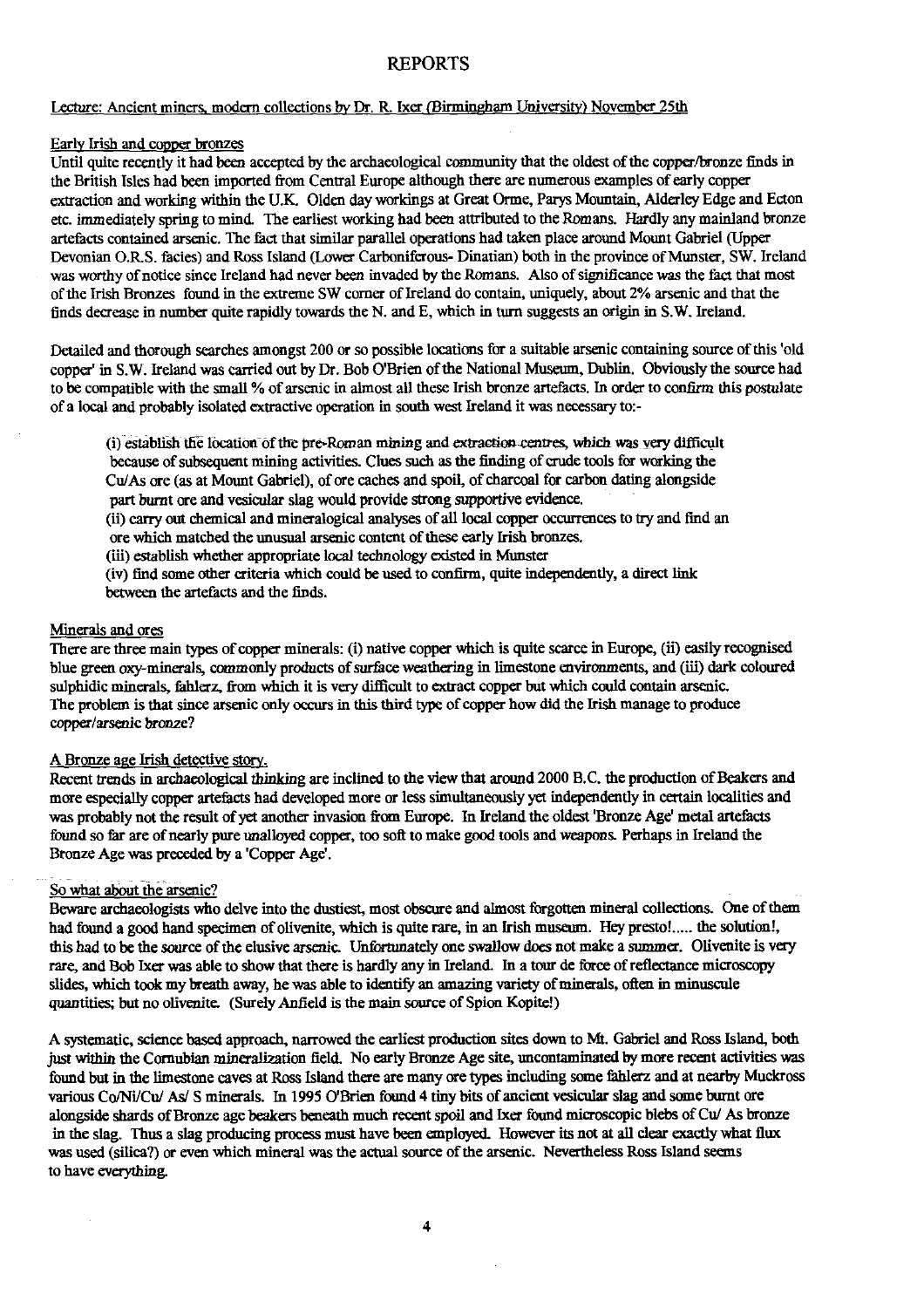# REPORTS

Lecture: Ancient miners, modern collections by Dr. R. Ixer (Birmingham University) November 25th

Early Irish and copper bronzes

Until quite recently it had been accepted by the archaeological community that the oldest of the copper/bronze finds in the British Isles had been imported from Central Europe although there are numerous examples of early copper extraction and working within the U.K. Olden day workings at Great Orme, Parys Mountain, Alderley Edge and Ecton etc. immediately spring to mind. The earliest working had been attributed to the Romans. Hardly any mainland bronze artefacts contained arsenic. The fact that similar parallel operations had taken place around Mount Gabriel (Upper Devonian O.R.S. facies) and Ross Island (Lower Carboniferous- Dinatian) both in the province of Munster, SW. Ireland was worthy of notice since Ireland had never been invaded by the Romans. Also of significance was the fact that most of the Irish Bronzes found in the extreme SW corner of Ireland do contain, uniquely, about 2% arsenic and that the finds decrease in number quite rapidly towards the N. and E, which in turn suggests an origin in S.W. Ireland.

Detailed and thorough searches amongst 200 or so possible locations for a suitable arsenic containing source of this 'old copper' in S.W. Ireland was carried out by Dr. Bob O'Brien of the National Museum, Dublin. Obviously the source had to be compatible with the small % of arsenic in almost all these Irish bronze artefacts. In order to confirm this postulate of a local and probably isolated extractive operation in south west Ireland it was necessary to:-

(i) establish the location of the pre-Roman mining and extraction centres, which was very difficult because of subsequent mining activities. Clues such as the finding of crude tools for working the Cu/As ore (as at Mount Gabriel), of ore caches and spoil, of charcoal for carbon dating alongside part burnt ore and vesicular slag would provide strong supportive evidence.
(ii) carry out chemical and mineralogical analyses of all local copper occurrences to try and find an ore which matched the unusual arsenic content of these early Irish bronzes.
(iii) establish whether appropriate local technology existed in Munster
(iv) find some other criteria which could be used to confirm, quite independently, a direct link between the artefacts and the finds.

Minerals and ores

There are three main types of copper minerals: (i) native copper which is quite scarce in Europe, (ii) easily recognised blue green oxy-minerals, commonly products of surface weathering in limestone environments, and (iii) dark coloured sulphidic minerals, fahlerz, from which it is very difficult to extract copper but which could contain arsenic. The problem is that since arsenic only occurs in this third type of copper how did the Irish manage to produce copper/arsenic bronze?

A Bronze age Irish detective story.

Recent trends in archaeological thinking are inclined to the view that around 2000 B.C. the production of Beakers and more especially copper artefacts had developed more or less simultaneously yet independently in certain localities and was probably not the result of yet another invasion from Europe. In Ireland the oldest 'Bronze Age' metal artefacts found so far are of nearly pure unalloyed copper, too soft to make good tools and weapons. Perhaps in Ireland the Bronze Age was preceded by a 'Copper Age'.

So what about the arsenic?

Beware archaeologists who delve into the dustiest, most obscure and almost forgotten mineral collections. One of them had found a good hand specimen of olivenite, which is quite rare, in an Irish museum. Hey presto!..... the solution!, this had to be the source of the elusive arsenic. Unfortunately one swallow does not make a summer. Olivenite is very rare, and Bob Ixer was able to show that there is hardly any in Ireland. In a tour de force of reflectance microscopy slides, which took my breath away, he was able to identify an amazing variety of minerals, often in minuscule quantities; but no olivenite. (Surely Anfield is the main source of Spion Kopite!)

A systematic, science based approach, narrowed the earliest production sites down to Mt. Gabriel and Ross Island, both just within the Cornubian mineralization field. No early Bronze Age site, uncontaminated by more recent activities was found but in the limestone caves at Ross Island there are many ore types including some fahlerz and at nearby Muckross various Co/Ni/Cu/ As/ S minerals. In 1995 O'Brien found 4 tiny bits of ancient vesicular slag and some burnt ore alongside shards of Bronze age beakers beneath much recent spoil and Ixer found microscopic blebs of Cu/ As bronze in the slag. Thus a slag producing process must have been employed. However its not at all clear exactly what flux was used (silica?) or even which mineral was the actual source of the arsenic. Nevertheless Ross Island seems to have everything.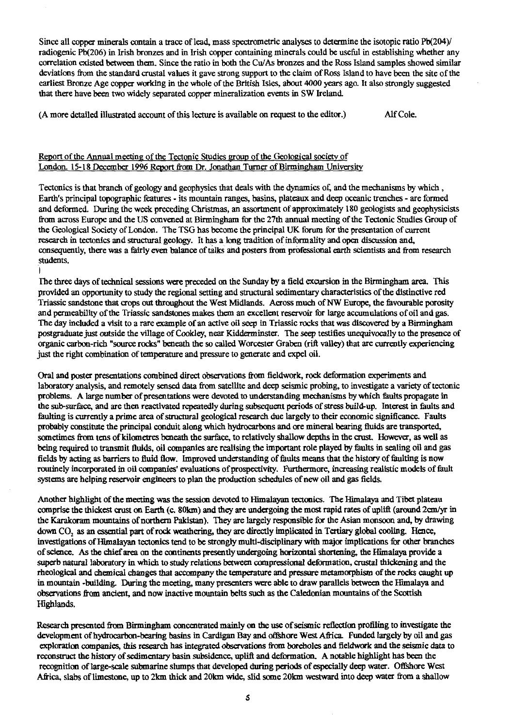Since all copper minerals contain a trace of lead, mass spectrometric analyses to determine the isotopic ratio Pb(204)/ radiogenic Pb(206) in Irish bronzes and in Irish copper containing minerals could be useful in establishing whether any correlation existed between them. Since the ratio in both the Cu/As bronzes and the Ross Island samples showed similar deviations from the standard crustal values it gave strong support to the claim of Ross Island to have been the site of the earliest Bronze Age copper working in the whole of the British Isles, about 4000 years ago. It also strongly suggested that there have been two widely separated copper mineralization events in SW Ireland.

(A more detailed illustrated account of this lecture is available on request to the editor.) Alf Cole.

## Report of the Annual meeting of the Tectonic Studies group of the Geological society of London. 15-18 December 1996 Report from Dr. Jonathan Turner of Birmingham University

Tectonics is that branch of geology and geophysics that deals with the dynamics of, and the mechanisms by which, Earth's principal topographic features - its mountain ranges, basins, plateaux and deep oceanic trenches - are formed and deformed. During the week preceding Christmas, an assortment of approximately 180 geologists and geophysicists from across Europe and the US convened at Birmingham for the 27th annual meeting of the Tectonic Studies Group of the Geological Society of London. The TSG has become the principal UK forum for the presentation of current research in tectonics and structural geology. It has a long tradition of informality and open discussion and, consequently, there was a fairly even balance of talks and posters from professional earth scientists and from research students.

The three days of technical sessions were preceded on the Sunday by a field excursion in the Birmingham area. This provided an opportunity to study the regional setting and structural sedimentary characteristics of the distinctive red Triassic sandstone that crops out throughout the West Midlands. Across much of NW Europe, the favourable porosity and permeability of the Triassic sandstones makes them an excellent reservoir for large accumulations of oil and gas. The day included a visit to a rare example of an active oil seep in Triassic rocks that was discovered by a Birmingham postgraduate just outside the village of Cookley, near Kidderminster. The seep testifies unequivocally to the presence of organic carbon-rich "source rocks" beneath the so called Worcester Graben (rift valley) that are currently experiencing just the right combination of temperature and pressure to generate and expel oil.

Oral and poster presentations combined direct observations from fieldwork, rock deformation experiments and laboratory analysis, and remotely sensed data from satellite and deep seismic probing, to investigate a variety of tectonic problems. A large number of presentations were devoted to understanding mechanisms by which faults propagate in the sub-surface, and are then reactivated repeatedly during subsequent periods of stress build-up. Interest in faults and faulting is currently a prime area of structural geological research due largely to their economic significance. Faults probably constitute the principal conduit along which hydrocarbons and ore mineral bearing fluids are transported, sometimes from tens of kilometres beneath the surface, to relatively shallow depths in the crust. However, as well as being required to transmit fluids, oil companies are realising the important role played by faults in sealing oil and gas fields by acting as barriers to fluid flow. Improved understanding of faults means that the history of faulting is now routinely incorporated in oil companies' evaluations of prospectivity. Furthermore, increasing realistic models of fault systems are helping reservoir engineers to plan the production schedules of new oil and gas fields.

Another highlight of the meeting was the session devoted to Himalayan tectonics. The Himalaya and Tibet plateau comprise the thickest crust on Earth (c. 80km) and they are undergoing the most rapid rates of uplift (around 2cm/yr in the Karakoram mountains of northern Pakistan). They are largely responsible for the Asian monsoon and, by drawing down $CO_2$ as an essential part of rock weathering, they are directly implicated in Tertiary global cooling. Hence, investigations of Himalayan tectonics tend to be strongly multi-disciplinary with major implications for other branches of science. As the chief area on the continents presently undergoing horizontal shortening, the Himalaya provide a superb natural laboratory in which to study relations between compressional deformation, crustal thickening and the rheological and chemical changes that accompany the temperature and pressure metamorphism of the rocks caught up in mountain -building. During the meeting, many presenters were able to draw parallels between the Himalaya and observations from ancient, and now inactive mountain belts such as the Caledonian mountains of the Scottish Highlands.

Research presented from Birmingham concentrated mainly on the use of seismic reflection profiling to investigate the development of hydrocarbon-bearing basins in Cardigan Bay and offshore West Africa. Funded largely by oil and gas exploration companies, this research has integrated observations from boreholes and fieldwork and the seismic data to reconstruct the history of sedimentary basin subsidence, uplift and deformation. A notable highlight has been the recognition of large-scale submarine slumps that developed during periods of especially deep water. Offshore West Africa, slabs of limestone, up to 2km thick and 20km wide, slid some 20km westward into deep water from a shallow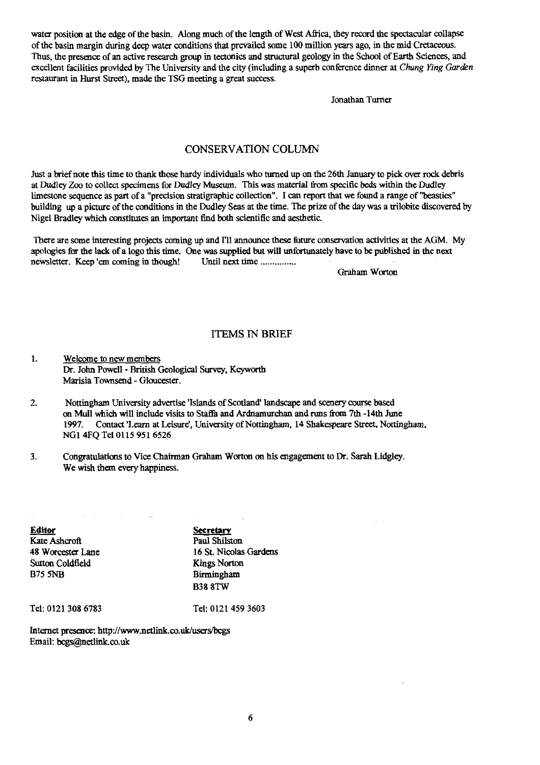water position at the edge of the basin. Along much of the length of West Africa, they record the spectacular collapse of the basin margin during deep water conditions that prevailed some 100 million years ago, in the mid Cretaceous. Thus, the presence of an active research group in tectonics and structural geology in the School of Earth Sciences, and excellent facilities provided by The University and the city (including a superb conference dinner at *Chung Ying Garden* restaurant in Hurst Street), made the TSG meeting a great success.

Jonathan Turner

## CONSERVATION COLUMN

Just a brief note this time to thank those hardy individuals who turned up on the 26th January to pick over rock debris at Dudley Zoo to collect specimens for Dudley Museum. This was material from specific beds within the Dudley limestone sequence as part of a "precision stratigraphic collection". I can report that we found a range of "beasties" building up a picture of the conditions in the Dudley Seas at the time. The prize of the day was a trilobite discovered by Nigel Bradley which constitutes an important find both scientific and aesthetic.

There are some interesting projects coming up and I'll announce these future conservation activities at the AGM. My apologies for the lack of a logo this time. One was supplied but will unfortunately have to be published in the next newsletter. Keep 'em coming in though! Until next time ...............

Graham Worton

## ITEMS IN BRIEF

1. Welcome to new members
   Dr. John Powell - British Geological Survey, Keyworth
   Marisia Townsend - Gloucester.

2. Nottingham University advertise 'Islands of Scotland' landscape and scenery course based on Mull which will include visits to Staffa and Ardnamurchan and runs from 7th -14th June 1997. Contact 'Learn at Leisure', University of Nottingham, 14 Shakespeare Street, Nottingham, NG1 4FQ Tel 0115 951 6526

3. Congratulations to Vice Chairman Graham Worton on his engagement to Dr. Sarah Lidgley. We wish them every happiness.

**Editor**
Kate Ashcroft
48 Worcester Lane
Sutton Coldfield
B75 5NB

Tel: 0121 308 6783

**Secretary**
Paul Shilston
16 St. Nicolas Gardens
Kings Norton
Birmingham
B38 8TW

Tel: 0121 459 3603

Internet presence: http://www.netlink.co.uk/users/bcgs
Email: bcgs@netlink.co.uk